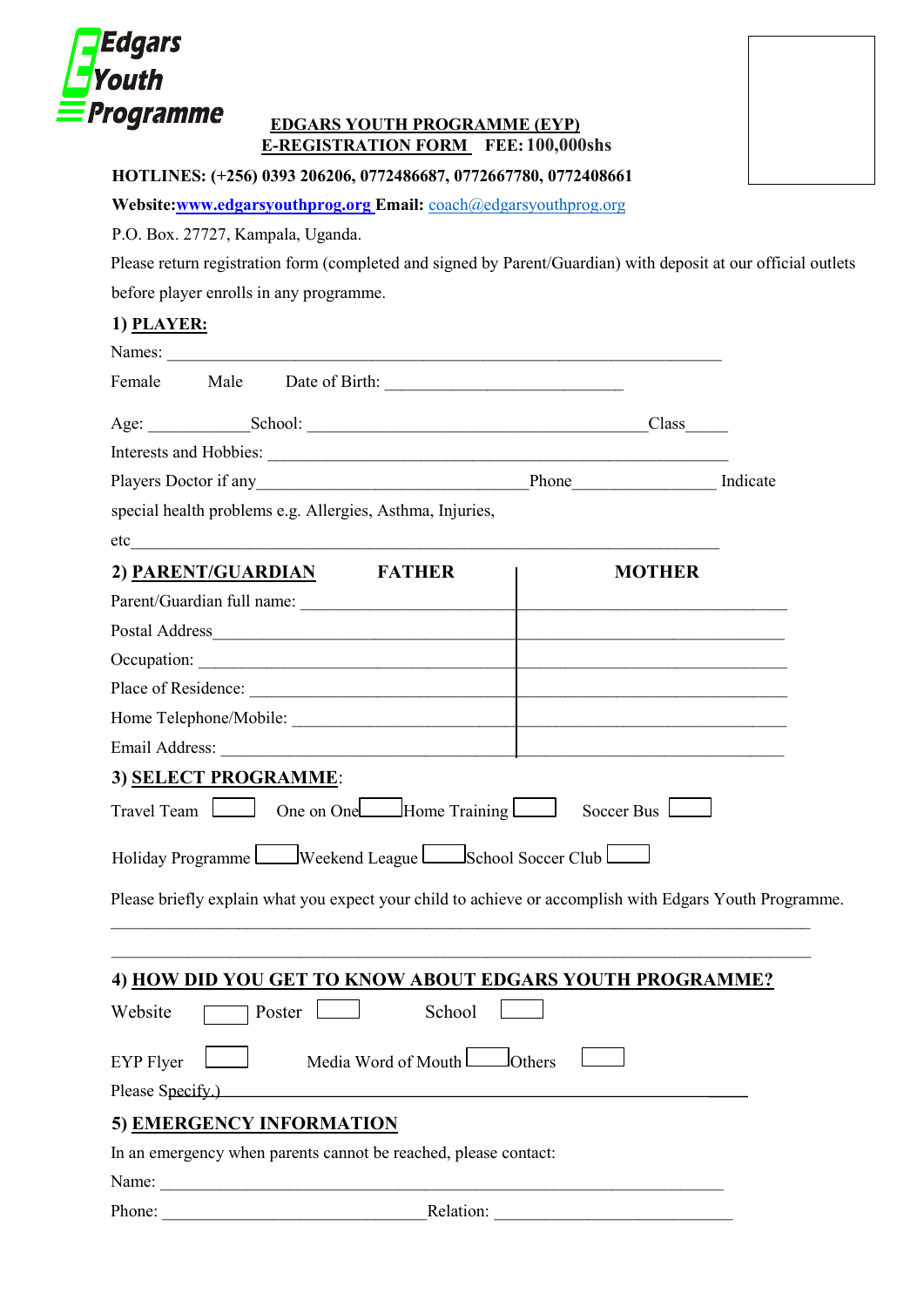**Edgars Youth Programme**

**EDGARS YOUTH PROGRAMME (EYP)**

**E-REGISTRATION FORM FEE: 100,000shs**

**HOTLINES: (+256) 0393 206206, 0772486687, 0772667780, 0772408661**

**Website:**[www.edgarsyouthprog.org](http://www.edgarsyouthprog.org) **Email:** [coach@edgarsyouthprog.org](mailto:coach@edgarsyouthprog.org)

P.O. Box. 27727, Kampala, Uganda.

Please return registration form (completed and signed by Parent/Guardian) with deposit at our official outlets before player enrolls in any programme.

## 1) PLAYER:

Names: ___________________________________________________________________

Female Male Date of Birth: ____________________________

Age: ____________School: ________________________________________Class_____

Interests and Hobbies: ______________________________________________________

Players Doctor if any________________________________Phone_________________ Indicate special health problems e.g. Allergies, Asthma, Injuries, etc_____________________________________________________________________

## 2) PARENT/GUARDIAN

| | FATHER | MOTHER |
|---|---|---|
| Parent/Guardian full name: | | |
| Postal Address | | |
| Occupation: | | |
| Place of Residence: | | |
| Home Telephone/Mobile: | | |
| Email Address: | | |

## 3) SELECT PROGRAMME:

Travel Team ☐ One on One ☐ Home Training ☐ Soccer Bus ☐

Holiday Programme ☐ Weekend League ☐ School Soccer Club ☐

Please briefly explain what you expect your child to achieve or accomplish with Edgars Youth Programme.

_____________________________________________________________________________________

_____________________________________________________________________________________

## 4) HOW DID YOU GET TO KNOW ABOUT EDGARS YOUTH PROGRAMME?

Website ☐ Poster ☐ School ☐

EYP Flyer ☐ Media Word of Mouth ☐ Others ☐

Please Specify.)_____________________________________________________________

## 5) EMERGENCY INFORMATION

In an emergency when parents cannot be reached, please contact:

Name: ___________________________________________________________________

Phone: ______________________________ Relation: ___________________________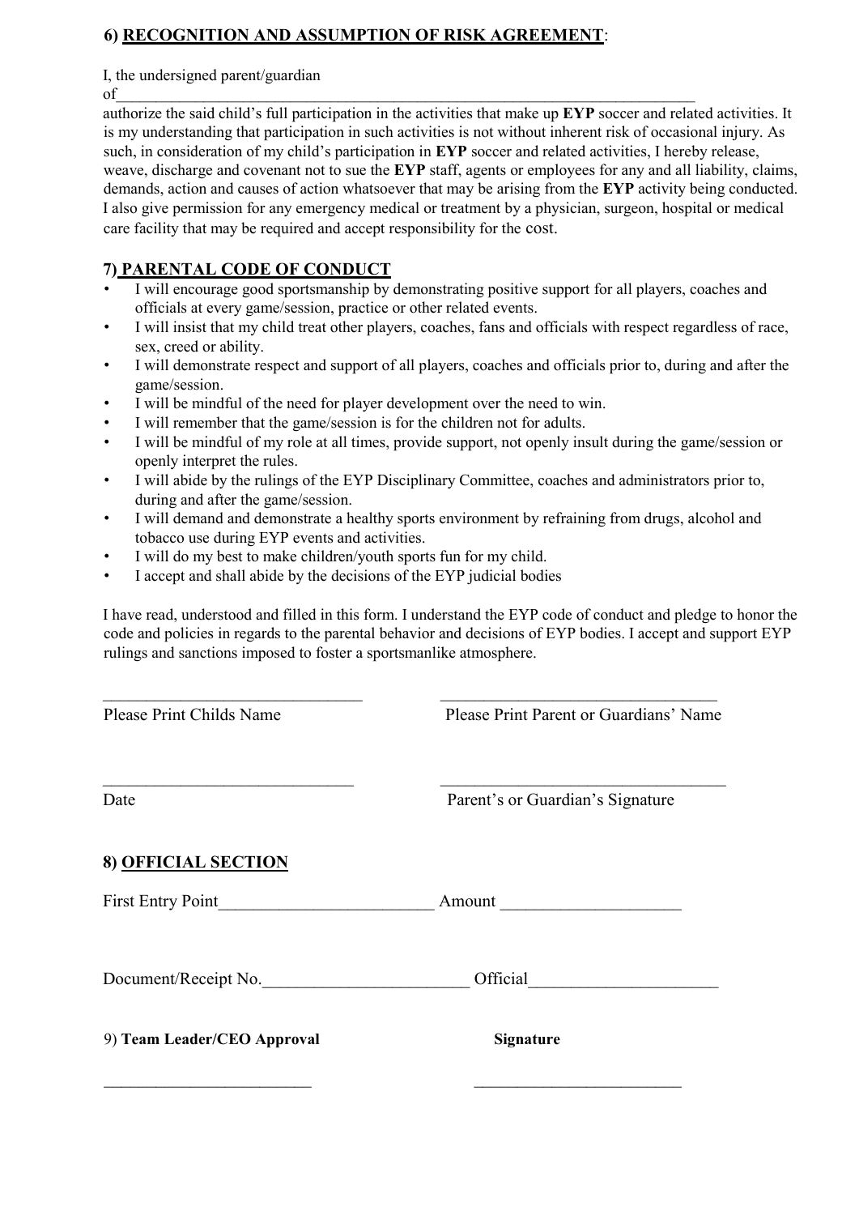## 6) <u>RECOGNITION AND ASSUMPTION OF RISK AGREEMENT</u>:

I, the undersigned parent/guardian of_____________________________________________________________________

authorize the said child's full participation in the activities that make up **EYP** soccer and related activities. It is my understanding that participation in such activities is not without inherent risk of occasional injury. As such, in consideration of my child's participation in **EYP** soccer and related activities, I hereby release, weave, discharge and covenant not to sue the **EYP** staff, agents or employees for any and all liability, claims, demands, action and causes of action whatsoever that may be arising from the **EYP** activity being conducted. I also give permission for any emergency medical or treatment by a physician, surgeon, hospital or medical care facility that may be required and accept responsibility for the cost.

## 7) <u>PARENTAL CODE OF CONDUCT</u>

- I will encourage good sportsmanship by demonstrating positive support for all players, coaches and officials at every game/session, practice or other related events.
- I will insist that my child treat other players, coaches, fans and officials with respect regardless of race, sex, creed or ability.
- I will demonstrate respect and support of all players, coaches and officials prior to, during and after the game/session.
- I will be mindful of the need for player development over the need to win.
- I will remember that the game/session is for the children not for adults.
- I will be mindful of my role at all times, provide support, not openly insult during the game/session or openly interpret the rules.
- I will abide by the rulings of the EYP Disciplinary Committee, coaches and administrators prior to, during and after the game/session.
- I will demand and demonstrate a healthy sports environment by refraining from drugs, alcohol and tobacco use during EYP events and activities.
- I will do my best to make children/youth sports fun for my child.
- I accept and shall abide by the decisions of the EYP judicial bodies

I have read, understood and filled in this form. I understand the EYP code of conduct and pledge to honor the code and policies in regards to the parental behavior and decisions of EYP bodies. I accept and support EYP rulings and sanctions imposed to foster a sportsmanlike atmosphere.

_______________________________ _________________________________

Please Print Childs Name Please Print Parent or Guardians' Name

_______________________________ _________________________________

Date Parent's or Guardian's Signature

## 8) <u>OFFICIAL SECTION</u>

First Entry Point_________________________ Amount _____________________

Document/Receipt No.________________________ Official_____________________

9) **Team Leader/CEO Approval** **Signature**

_________________________ _________________________